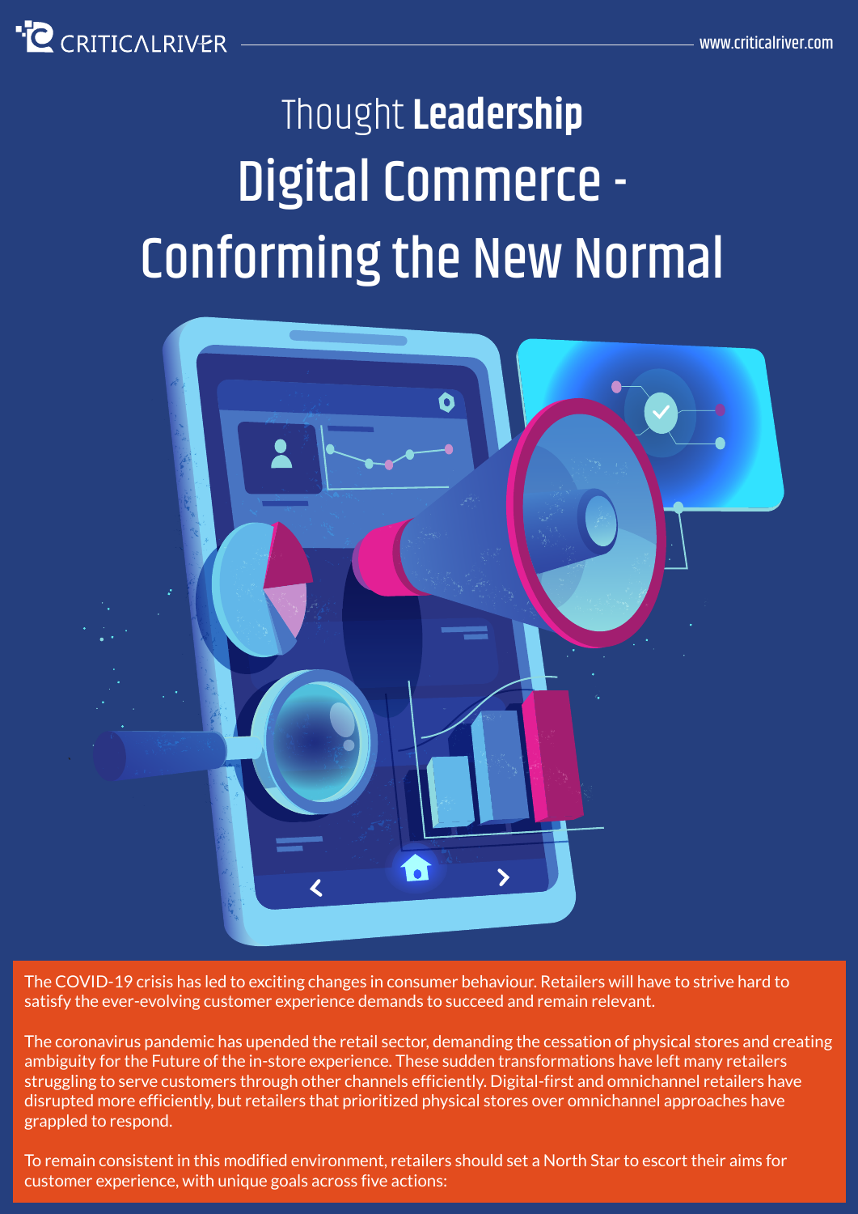# Thought **Leadership**

# Digital Commerce - Conforming the New Normal

The COVID-19 crisis has led to exciting changes in consumer behaviour. Retailers will have to strive hard to satisfy the ever-evolving customer experience demands to succeed and remain relevant.

The coronavirus pandemic has upended the retail sector, demanding the cessation of physical stores and creating ambiguity for the Future of the in-store experience. These sudden transformations have left many retailers struggling to serve customers through other channels efficiently. Digital-first and omnichannel retailers have disrupted more efficiently, but retailers that prioritized physical stores over omnichannel approaches have grappled to respond.

To remain consistent in this modified environment, retailers should set a North Star to escort their aims for customer experience, with unique goals across five actions: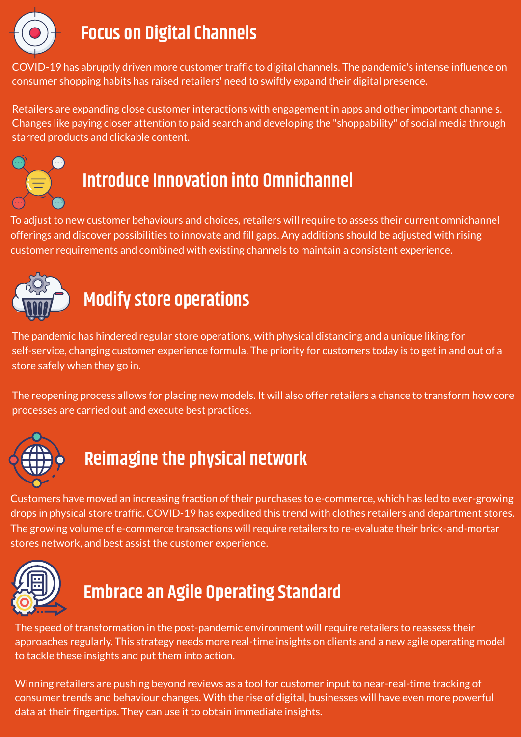## Focus on Digital Channels

COVID-19 has abruptly driven more customer traffic to digital channels. The pandemic's intense influence on consumer shopping habits has raised retailers' need to swiftly expand their digital presence.

Retailers are expanding close customer interactions with engagement in apps and other important channels. Changes like paying closer attention to paid search and developing the "shoppability" of social media through starred products and clickable content.

## Introduce Innovation into Omnichannel

To adjust to new customer behaviours and choices, retailers will require to assess their current omnichannel offerings and discover possibilities to innovate and fill gaps. Any additions should be adjusted with rising customer requirements and combined with existing channels to maintain a consistent experience.

## Modify store operations

The pandemic has hindered regular store operations, with physical distancing and a unique liking for self-service, changing customer experience formula. The priority for customers today is to get in and out of a store safely when they go in.

The reopening process allows for placing new models. It will also offer retailers a chance to transform how core processes are carried out and execute best practices.

## Reimagine the physical network

Customers have moved an increasing fraction of their purchases to e-commerce, which has led to ever-growing drops in physical store traffic. COVID-19 has expedited this trend with clothes retailers and department stores. The growing volume of e-commerce transactions will require retailers to re-evaluate their brick-and-mortar stores network, and best assist the customer experience.

## Embrace an Agile Operating Standard

The speed of transformation in the post-pandemic environment will require retailers to reassess their approaches regularly. This strategy needs more real-time insights on clients and a new agile operating model to tackle these insights and put them into action.

Winning retailers are pushing beyond reviews as a tool for customer input to near-real-time tracking of consumer trends and behaviour changes. With the rise of digital, businesses will have even more powerful data at their fingertips. They can use it to obtain immediate insights.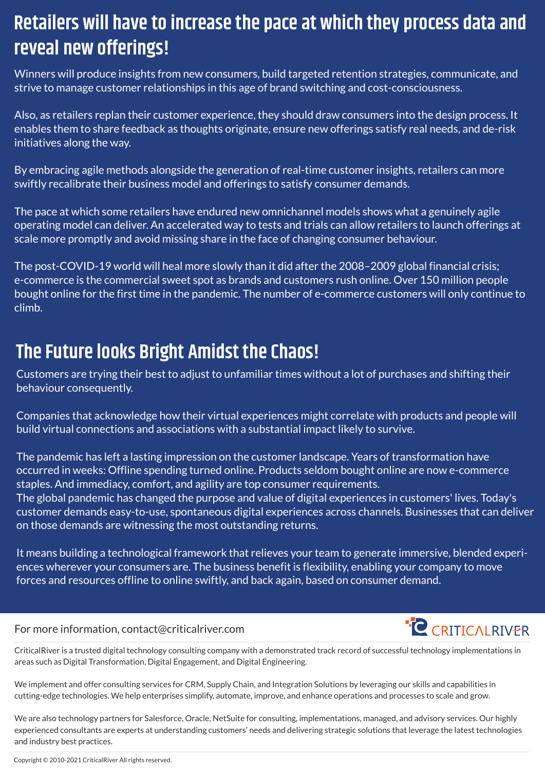## Retailers will have to increase the pace at which they process data and reveal new offerings!

Winners will produce insights from new consumers, build targeted retention strategies, communicate, and strive to manage customer relationships in this age of brand switching and cost-consciousness.

Also, as retailers replan their customer experience, they should draw consumers into the design process. It enables them to share feedback as thoughts originate, ensure new offerings satisfy real needs, and de-risk initiatives along the way.

By embracing agile methods alongside the generation of real-time customer insights, retailers can more swiftly recalibrate their business model and offerings to satisfy consumer demands.

The pace at which some retailers have endured new omnichannel models shows what a genuinely agile operating model can deliver. An accelerated way to tests and trials can allow retailers to launch offerings at scale more promptly and avoid missing share in the face of changing consumer behaviour.

The post-COVID-19 world will heal more slowly than it did after the 2008–2009 global financial crisis; e-commerce is the commercial sweet spot as brands and customers rush online. Over 150 million people bought online for the first time in the pandemic. The number of e-commerce customers will only continue to climb.

## The Future looks Bright Amidst the Chaos!

Customers are trying their best to adjust to unfamiliar times without a lot of purchases and shifting their behaviour consequently.

Companies that acknowledge how their virtual experiences might correlate with products and people will build virtual connections and associations with a substantial impact likely to survive.

The pandemic has left a lasting impression on the customer landscape. Years of transformation have occurred in weeks: Offline spending turned online. Products seldom bought online are now e-commerce staples. And immediacy, comfort, and agility are top consumer requirements.
The global pandemic has changed the purpose and value of digital experiences in customers' lives. Today's customer demands easy-to-use, spontaneous digital experiences across channels. Businesses that can deliver on those demands are witnessing the most outstanding returns.

It means building a technological framework that relieves your team to generate immersive, blended experiences wherever your consumers are. The business benefit is flexibility, enabling your company to move forces and resources offline to online swiftly, and back again, based on consumer demand.

For more information, contact@criticalriver.com

CRITICALRIVER

CriticalRiver is a trusted digital technology consulting company with a demonstrated track record of successful technology implementations in areas such as Digital Transformation, Digital Engagement, and Digital Engineering.

We implement and offer consulting services for CRM, Supply Chain, and Integration Solutions by leveraging our skills and capabilities in cutting-edge technologies. We help enterprises simplify, automate, improve, and enhance operations and processes to scale and grow.

We are also technology partners for Salesforce, Oracle, NetSuite for consulting, implementations, managed, and advisory services. Our highly experienced consultants are experts at understanding customers' needs and delivering strategic solutions that leverage the latest technologies and industry best practices.

Copyright © 2010-2021 CriticalRiver All rights reserved.